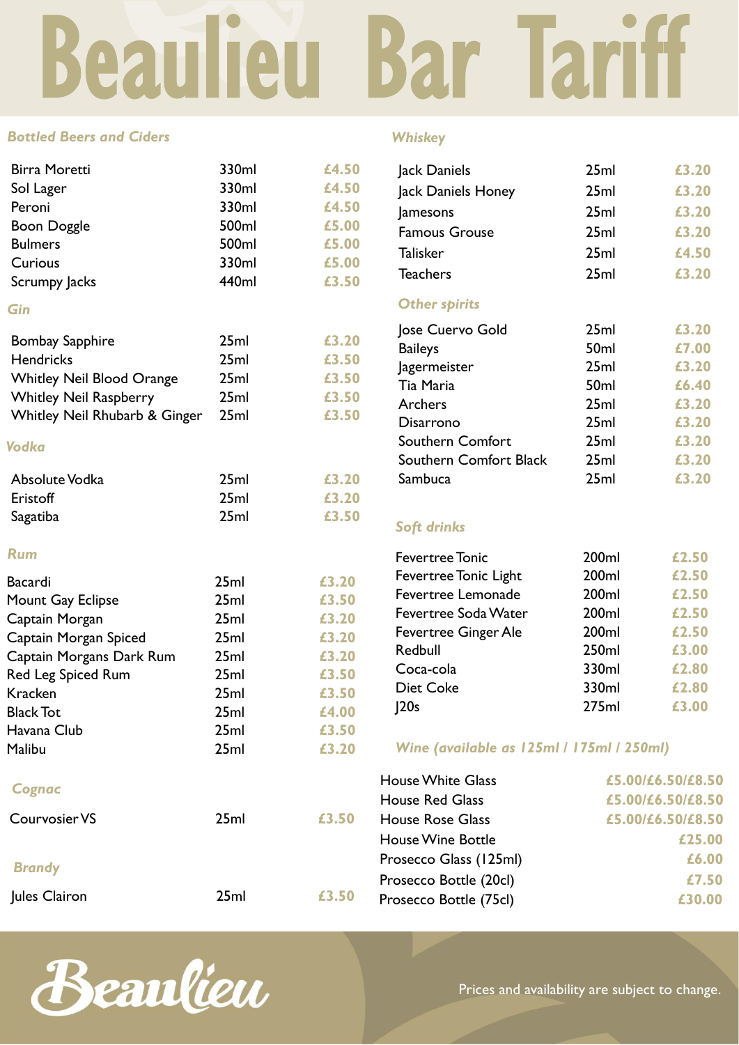# Beaulieu Bar Tariff

## *Bottled Beers and Ciders*

| | | |
|---|---|---|
| Birra Moretti | 330ml | £4.50 |
| Sol Lager | 330ml | £4.50 |
| Peroni | 330ml | £4.50 |
| Boon Doggle | 500ml | £5.00 |
| Bulmers | 500ml | £5.00 |
| Curious | 330ml | £5.00 |
| Scrumpy Jacks | 440ml | £3.50 |

## *Gin*

| | | |
|---|---|---|
| Bombay Sapphire | 25ml | £3.20 |
| Hendricks | 25ml | £3.50 |
| Whitley Neil Blood Orange | 25ml | £3.50 |
| Whitley Neil Raspberry | 25ml | £3.50 |
| Whitley Neil Rhubarb & Ginger | 25ml | £3.50 |

## *Vodka*

| | | |
|---|---|---|
| Absolute Vodka | 25ml | £3.20 |
| Eristoff | 25ml | £3.20 |
| Sagatiba | 25ml | £3.50 |

## *Rum*

| | | |
|---|---|---|
| Bacardi | 25ml | £3.20 |
| Mount Gay Eclipse | 25ml | £3.50 |
| Captain Morgan | 25ml | £3.20 |
| Captain Morgan Spiced | 25ml | £3.20 |
| Captain Morgans Dark Rum | 25ml | £3.20 |
| Red Leg Spiced Rum | 25ml | £3.50 |
| Kracken | 25ml | £3.50 |
| Black Tot | 25ml | £4.00 |
| Havana Club | 25ml | £3.50 |
| Malibu | 25ml | £3.20 |

## *Cognac*

| | | |
|---|---|---|
| Courvosier VS | 25ml | £3.50 |

## *Brandy*

| | | |
|---|---|---|
| Jules Clairon | 25ml | £3.50 |

## *Whiskey*

| | | |
|---|---|---|
| Jack Daniels | 25ml | £3.20 |
| Jack Daniels Honey | 25ml | £3.20 |
| Jamesons | 25ml | £3.20 |
| Famous Grouse | 25ml | £3.20 |
| Talisker | 25ml | £4.50 |
| Teachers | 25ml | £3.20 |

## *Other spirits*

| | | |
|---|---|---|
| Jose Cuervo Gold | 25ml | £3.20 |
| Baileys | 50ml | £7.00 |
| Jagermeister | 25ml | £3.20 |
| Tia Maria | 50ml | £6.40 |
| Archers | 25ml | £3.20 |
| Disarrono | 25ml | £3.20 |
| Southern Comfort | 25ml | £3.20 |
| Southern Comfort Black | 25ml | £3.20 |
| Sambuca | 25ml | £3.20 |

## *Soft drinks*

| | | |
|---|---|---|
| Fevertree Tonic | 200ml | £2.50 |
| Fevertree Tonic Light | 200ml | £2.50 |
| Fevertree Lemonade | 200ml | £2.50 |
| Fevertree Soda Water | 200ml | £2.50 |
| Fevertree Ginger Ale | 200ml | £2.50 |
| Redbull | 250ml | £3.00 |
| Coca-cola | 330ml | £2.80 |
| Diet Coke | 330ml | £2.80 |
| J20s | 275ml | £3.00 |

## *Wine (available as 125ml / 175ml / 250ml)*

| | |
|---|---|
| House White Glass | £5.00/£6.50/£8.50 |
| House Red Glass | £5.00/£6.50/£8.50 |
| House Rose Glass | £5.00/£6.50/£8.50 |
| House Wine Bottle | £25.00 |
| Prosecco Glass (125ml) | £6.00 |
| Prosecco Bottle (20cl) | £7.50 |
| Prosecco Bottle (75cl) | £30.00 |

Beaulieu

Prices and availability are subject to change.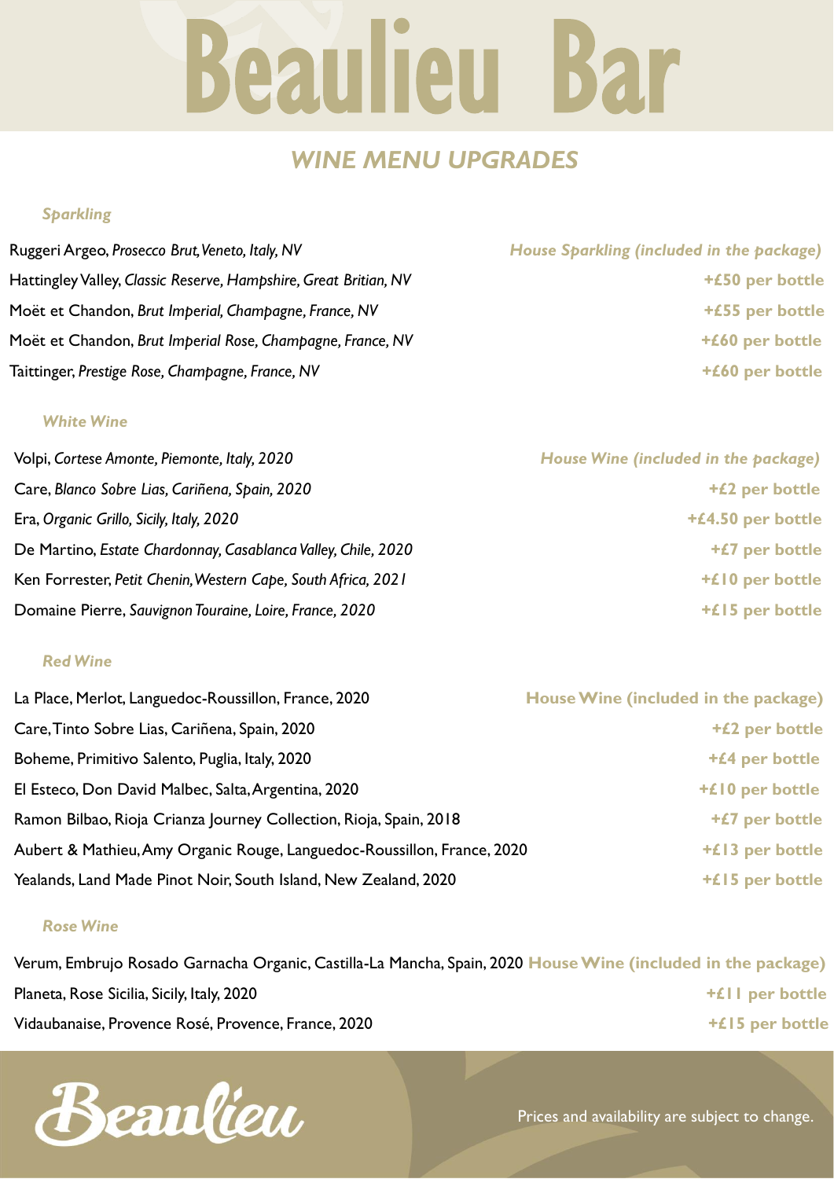# Beaulieu Bar

## *WINE MENU UPGRADES*

### *Sparkling*

| | |
|---|---|
| Ruggeri Argeo, *Prosecco Brut, Veneto, Italy, NV* | ***House Sparkling (included in the package)*** |
| Hattingley Valley, *Classic Reserve, Hampshire, Great Britian, NV* | **+£50 per bottle** |
| Moët et Chandon, *Brut Imperial, Champagne, France, NV* | **+£55 per bottle** |
| Moët et Chandon, *Brut Imperial Rose, Champagne, France, NV* | **+£60 per bottle** |
| Taittinger, *Prestige Rose, Champagne, France, NV* | **+£60 per bottle** |

### *White Wine*

| | |
|---|---|
| Volpi, *Cortese Amonte, Piemonte, Italy, 2020* | ***House Wine (included in the package)*** |
| Care, *Blanco Sobre Lias, Cariñena, Spain, 2020* | **+£2 per bottle** |
| Era, *Organic Grillo, Sicily, Italy, 2020* | **+£4.50 per bottle** |
| De Martino, *Estate Chardonnay, Casablanca Valley, Chile, 2020* | **+£7 per bottle** |
| Ken Forrester, *Petit Chenin, Western Cape, South Africa, 2021* | **+£10 per bottle** |
| Domaine Pierre, *Sauvignon Touraine, Loire, France, 2020* | **+£15 per bottle** |

### *Red Wine*

| | |
|---|---|
| La Place, Merlot, Languedoc-Roussillon, France, 2020 | **House Wine (included in the package)** |
| Care, Tinto Sobre Lias, Cariñena, Spain, 2020 | **+£2 per bottle** |
| Boheme, Primitivo Salento, Puglia, Italy, 2020 | **+£4 per bottle** |
| El Esteco, Don David Malbec, Salta, Argentina, 2020 | **+£10 per bottle** |
| Ramon Bilbao, Rioja Crianza Journey Collection, Rioja, Spain, 2018 | **+£7 per bottle** |
| Aubert & Mathieu, Amy Organic Rouge, Languedoc-Roussillon, France, 2020 | **+£13 per bottle** |
| Yealands, Land Made Pinot Noir, South Island, New Zealand, 2020 | **+£15 per bottle** |

### *Rose Wine*

| | |
|---|---|
| Verum, Embrujo Rosado Garnacha Organic, Castilla-La Mancha, Spain, 2020 | **House Wine (included in the package)** |
| Planeta, Rose Sicilia, Sicily, Italy, 2020 | **+£11 per bottle** |
| Vidaubanaise, Provence Rosé, Provence, France, 2020 | **+£15 per bottle** |

Beaulieu

Prices and availability are subject to change.